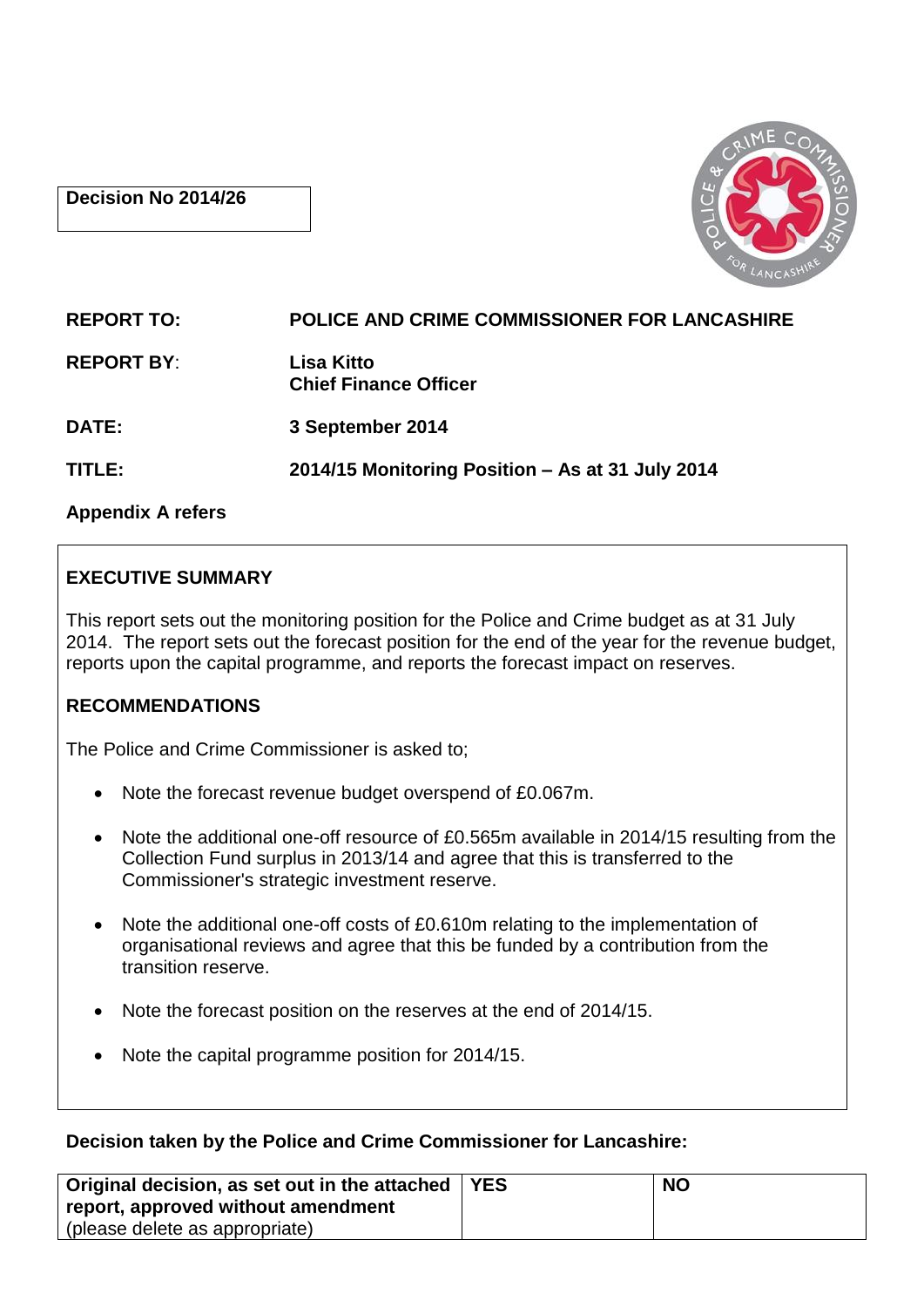**Decision No 2014/26**

| | |
|---|---|
| **REPORT TO:** | **POLICE AND CRIME COMMISSIONER FOR LANCASHIRE** |
| **REPORT BY:** | **Lisa Kitto**<br>**Chief Finance Officer** |
| **DATE:** | **3 September 2014** |
| **TITLE:** | **2014/15 Monitoring Position – As at 31 July 2014** |

**Appendix A refers**

## EXECUTIVE SUMMARY

This report sets out the monitoring position for the Police and Crime budget as at 31 July 2014. The report sets out the forecast position for the end of the year for the revenue budget, reports upon the capital programme, and reports the forecast impact on reserves.

## RECOMMENDATIONS

The Police and Crime Commissioner is asked to;

- Note the forecast revenue budget overspend of £0.067m.
- Note the additional one-off resource of £0.565m available in 2014/15 resulting from the Collection Fund surplus in 2013/14 and agree that this is transferred to the Commissioner's strategic investment reserve.
- Note the additional one-off costs of £0.610m relating to the implementation of organisational reviews and agree that this be funded by a contribution from the transition reserve.
- Note the forecast position on the reserves at the end of 2014/15.
- Note the capital programme position for 2014/15.

**Decision taken by the Police and Crime Commissioner for Lancashire:**

| **Original decision, as set out in the attached report, approved without amendment** (please delete as appropriate) | **YES** | **NO** |
|---|---|---|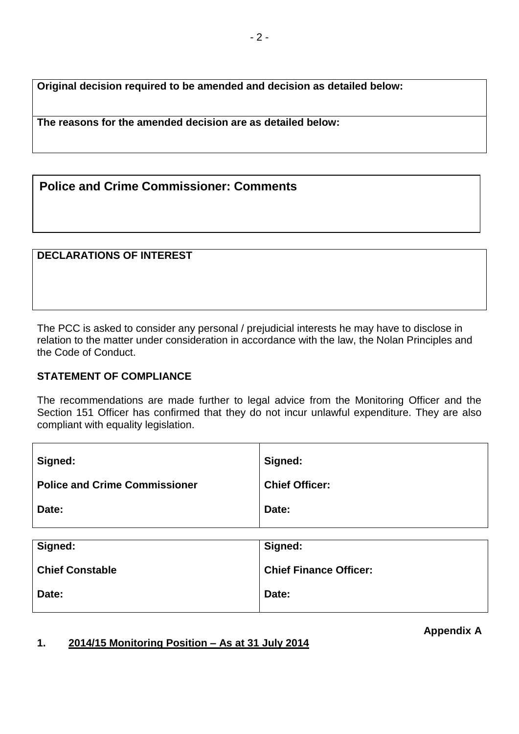**Original decision required to be amended and decision as detailed below:**

**The reasons for the amended decision are as detailed below:**

## Police and Crime Commissioner: Comments

**DECLARATIONS OF INTEREST**

The PCC is asked to consider any personal / prejudicial interests he may have to disclose in relation to the matter under consideration in accordance with the law, the Nolan Principles and the Code of Conduct.

**STATEMENT OF COMPLIANCE**

The recommendations are made further to legal advice from the Monitoring Officer and the Section 151 Officer has confirmed that they do not incur unlawful expenditure. They are also compliant with equality legislation.

| Signed: | Signed: |
|---|---|
| **Police and Crime Commissioner** | **Chief Officer:** |
| **Date:** | **Date:** |

| Signed: | Signed: |
|---|---|
| **Chief Constable** | **Chief Finance Officer:** |
| **Date:** | **Date:** |

**Appendix A**

**1. 2014/15 Monitoring Position – As at 31 July 2014**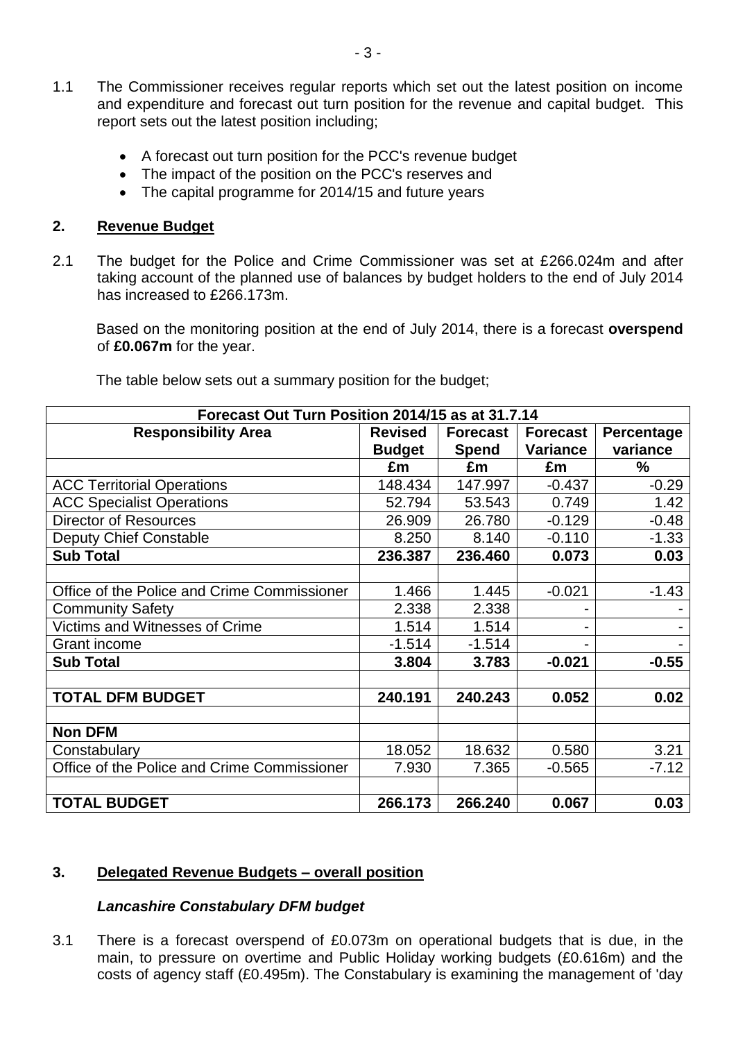1.1 The Commissioner receives regular reports which set out the latest position on income and expenditure and forecast out turn position for the revenue and capital budget. This report sets out the latest position including;

- A forecast out turn position for the PCC's revenue budget
- The impact of the position on the PCC's reserves and
- The capital programme for 2014/15 and future years

## 2. Revenue Budget

2.1 The budget for the Police and Crime Commissioner was set at £266.024m and after taking account of the planned use of balances by budget holders to the end of July 2014 has increased to £266.173m.

Based on the monitoring position at the end of July 2014, there is a forecast **overspend** of **£0.067m** for the year.

The table below sets out a summary position for the budget;

| Forecast Out Turn Position 2014/15 as at 31.7.14 | | | | |
|---|---|---|---|---|
| **Responsibility Area** | **Revised Budget** | **Forecast Spend** | **Forecast Variance** | **Percentage variance** |
| | **£m** | **£m** | **£m** | **%** |
| ACC Territorial Operations | 148.434 | 147.997 | -0.437 | -0.29 |
| ACC Specialist Operations | 52.794 | 53.543 | 0.749 | 1.42 |
| Director of Resources | 26.909 | 26.780 | -0.129 | -0.48 |
| Deputy Chief Constable | 8.250 | 8.140 | -0.110 | -1.33 |
| **Sub Total** | **236.387** | **236.460** | **0.073** | **0.03** |
| | | | | |
| Office of the Police and Crime Commissioner | 1.466 | 1.445 | -0.021 | -1.43 |
| Community Safety | 2.338 | 2.338 | - | - |
| Victims and Witnesses of Crime | 1.514 | 1.514 | - | - |
| Grant income | -1.514 | -1.514 | - | - |
| **Sub Total** | **3.804** | **3.783** | **-0.021** | **-0.55** |
| | | | | |
| **TOTAL DFM BUDGET** | **240.191** | **240.243** | **0.052** | **0.02** |
| | | | | |
| **Non DFM** | | | | |
| Constabulary | 18.052 | 18.632 | 0.580 | 3.21 |
| Office of the Police and Crime Commissioner | 7.930 | 7.365 | -0.565 | -7.12 |
| | | | | |
| **TOTAL BUDGET** | **266.173** | **266.240** | **0.067** | **0.03** |

## 3. Delegated Revenue Budgets – overall position

### *Lancashire Constabulary DFM budget*

3.1 There is a forecast overspend of £0.073m on operational budgets that is due, in the main, to pressure on overtime and Public Holiday working budgets (£0.616m) and the costs of agency staff (£0.495m). The Constabulary is examining the management of 'day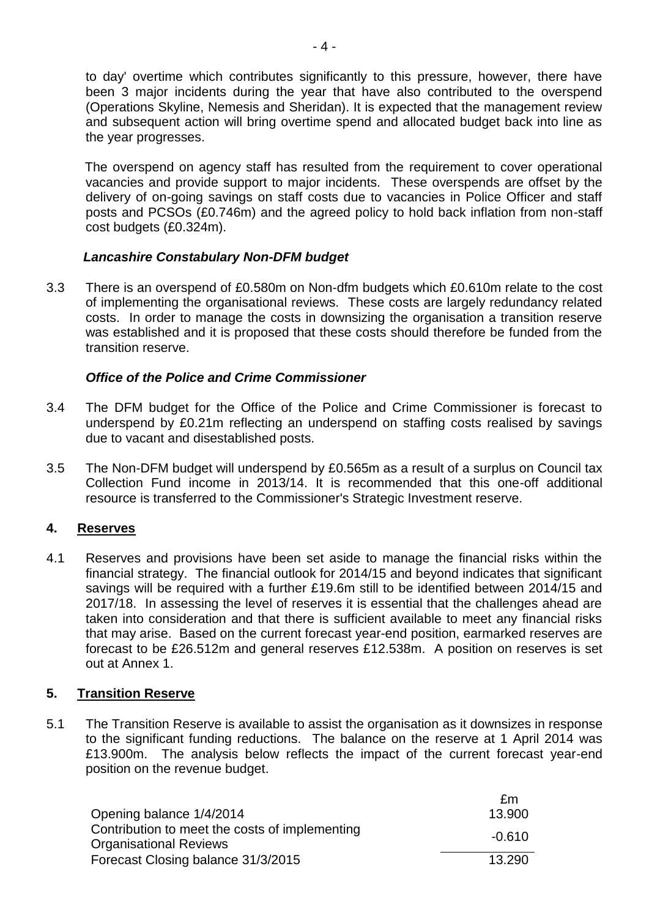to day' overtime which contributes significantly to this pressure, however, there have been 3 major incidents during the year that have also contributed to the overspend (Operations Skyline, Nemesis and Sheridan). It is expected that the management review and subsequent action will bring overtime spend and allocated budget back into line as the year progresses.

The overspend on agency staff has resulted from the requirement to cover operational vacancies and provide support to major incidents. These overspends are offset by the delivery of on-going savings on staff costs due to vacancies in Police Officer and staff posts and PCSOs (£0.746m) and the agreed policy to hold back inflation from non-staff cost budgets (£0.324m).

***Lancashire Constabulary Non-DFM budget***

3.3 There is an overspend of £0.580m on Non-dfm budgets which £0.610m relate to the cost of implementing the organisational reviews. These costs are largely redundancy related costs. In order to manage the costs in downsizing the organisation a transition reserve was established and it is proposed that these costs should therefore be funded from the transition reserve.

***Office of the Police and Crime Commissioner***

3.4 The DFM budget for the Office of the Police and Crime Commissioner is forecast to underspend by £0.21m reflecting an underspend on staffing costs realised by savings due to vacant and disestablished posts.

3.5 The Non-DFM budget will underspend by £0.565m as a result of a surplus on Council tax Collection Fund income in 2013/14. It is recommended that this one-off additional resource is transferred to the Commissioner's Strategic Investment reserve.

## 4. Reserves

4.1 Reserves and provisions have been set aside to manage the financial risks within the financial strategy. The financial outlook for 2014/15 and beyond indicates that significant savings will be required with a further £19.6m still to be identified between 2014/15 and 2017/18. In assessing the level of reserves it is essential that the challenges ahead are taken into consideration and that there is sufficient available to meet any financial risks that may arise. Based on the current forecast year-end position, earmarked reserves are forecast to be £26.512m and general reserves £12.538m. A position on reserves is set out at Annex 1.

## 5. Transition Reserve

5.1 The Transition Reserve is available to assist the organisation as it downsizes in response to the significant funding reductions. The balance on the reserve at 1 April 2014 was £13.900m. The analysis below reflects the impact of the current forecast year-end position on the revenue budget.

| | £m |
|---|---|
| Opening balance 1/4/2014 | 13.900 |
| Contribution to meet the costs of implementing Organisational Reviews | -0.610 |
| Forecast Closing balance 31/3/2015 | 13.290 |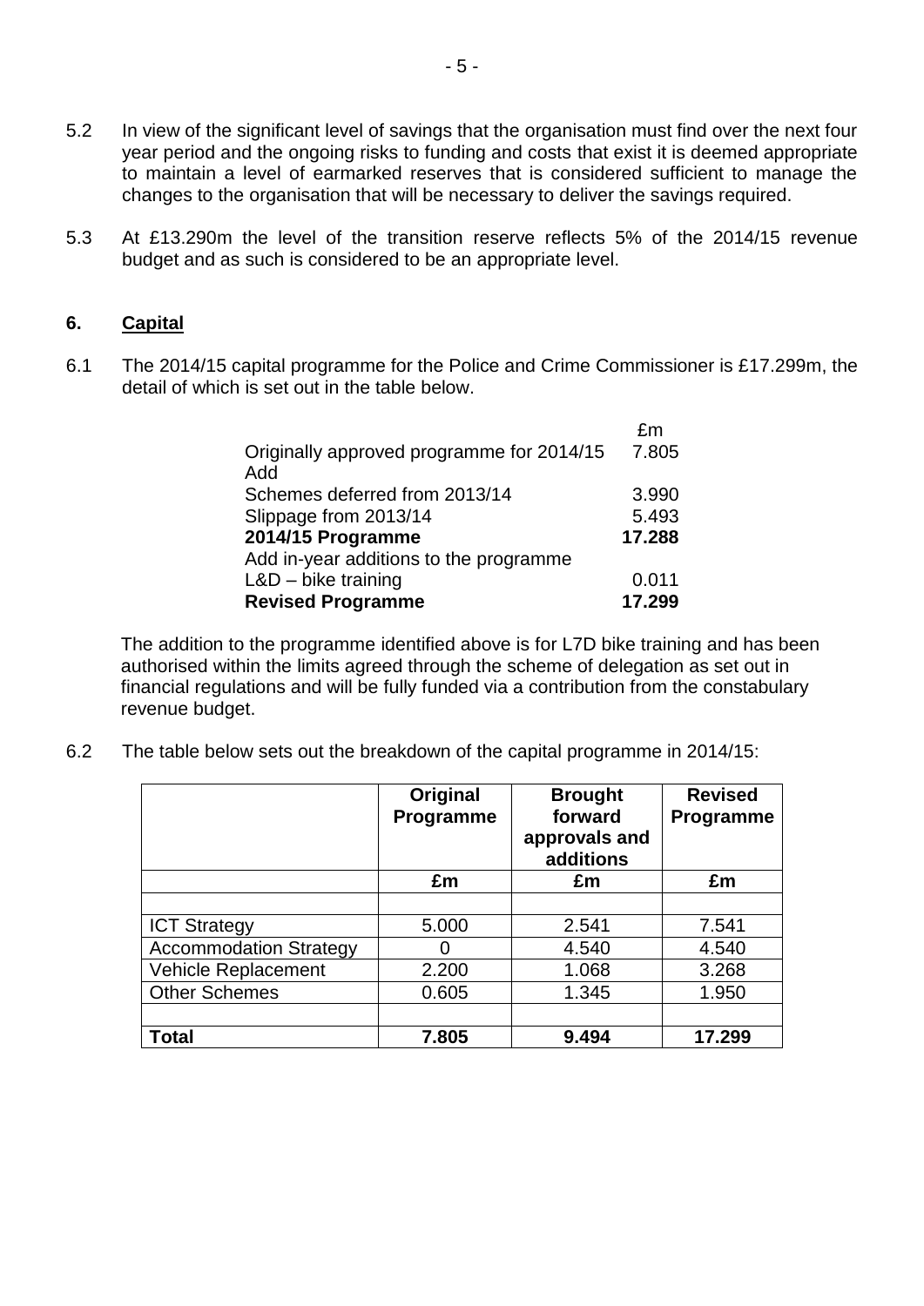5.2 In view of the significant level of savings that the organisation must find over the next four year period and the ongoing risks to funding and costs that exist it is deemed appropriate to maintain a level of earmarked reserves that is considered sufficient to manage the changes to the organisation that will be necessary to deliver the savings required.

5.3 At £13.290m the level of the transition reserve reflects 5% of the 2014/15 revenue budget and as such is considered to be an appropriate level.

## 6. Capital

6.1 The 2014/15 capital programme for the Police and Crime Commissioner is £17.299m, the detail of which is set out in the table below.

| | £m |
|---|---|
| Originally approved programme for 2014/15 | 7.805 |
| Add | |
| Schemes deferred from 2013/14 | 3.990 |
| Slippage from 2013/14 | 5.493 |
| **2014/15 Programme** | **17.288** |
| Add in-year additions to the programme | |
| L&D – bike training | 0.011 |
| **Revised Programme** | **17.299** |

The addition to the programme identified above is for L7D bike training and has been authorised within the limits agreed through the scheme of delegation as set out in financial regulations and will be fully funded via a contribution from the constabulary revenue budget.

6.2 The table below sets out the breakdown of the capital programme in 2014/15:

| | **Original Programme** | **Brought forward approvals and additions** | **Revised Programme** |
|---|---|---|---|
| | **£m** | **£m** | **£m** |
| ICT Strategy | 5.000 | 2.541 | 7.541 |
| Accommodation Strategy | 0 | 4.540 | 4.540 |
| Vehicle Replacement | 2.200 | 1.068 | 3.268 |
| Other Schemes | 0.605 | 1.345 | 1.950 |
| **Total** | **7.805** | **9.494** | **17.299** |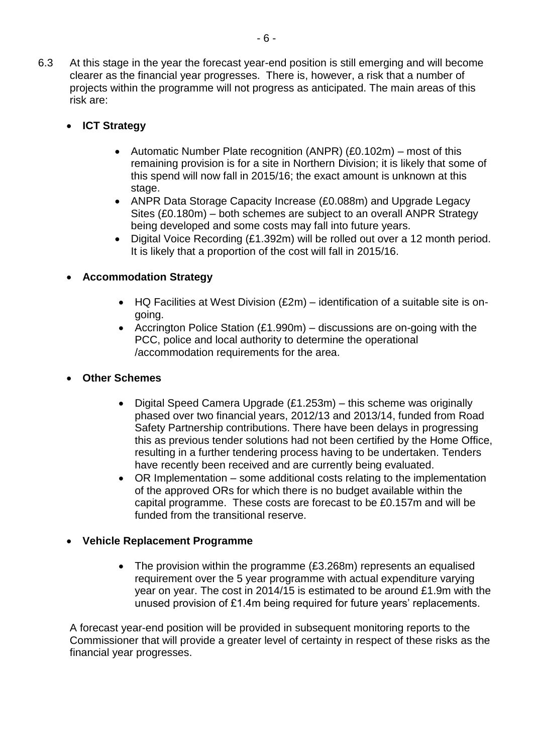6.3 At this stage in the year the forecast year-end position is still emerging and will become clearer as the financial year progresses. There is, however, a risk that a number of projects within the programme will not progress as anticipated. The main areas of this risk are:

- **ICT Strategy**
    - Automatic Number Plate recognition (ANPR) (£0.102m) – most of this remaining provision is for a site in Northern Division; it is likely that some of this spend will now fall in 2015/16; the exact amount is unknown at this stage.
    - ANPR Data Storage Capacity Increase (£0.088m) and Upgrade Legacy Sites (£0.180m) – both schemes are subject to an overall ANPR Strategy being developed and some costs may fall into future years.
    - Digital Voice Recording (£1.392m) will be rolled out over a 12 month period. It is likely that a proportion of the cost will fall in 2015/16.

- **Accommodation Strategy**
    - HQ Facilities at West Division (£2m) – identification of a suitable site is on-going.
    - Accrington Police Station (£1.990m) – discussions are on-going with the PCC, police and local authority to determine the operational /accommodation requirements for the area.

- **Other Schemes**
    - Digital Speed Camera Upgrade (£1.253m) – this scheme was originally phased over two financial years, 2012/13 and 2013/14, funded from Road Safety Partnership contributions. There have been delays in progressing this as previous tender solutions had not been certified by the Home Office, resulting in a further tendering process having to be undertaken. Tenders have recently been received and are currently being evaluated.
    - OR Implementation – some additional costs relating to the implementation of the approved ORs for which there is no budget available within the capital programme. These costs are forecast to be £0.157m and will be funded from the transitional reserve.

- **Vehicle Replacement Programme**
    - The provision within the programme (£3.268m) represents an equalised requirement over the 5 year programme with actual expenditure varying year on year. The cost in 2014/15 is estimated to be around £1.9m with the unused provision of £1.4m being required for future years' replacements.

A forecast year-end position will be provided in subsequent monitoring reports to the Commissioner that will provide a greater level of certainty in respect of these risks as the financial year progresses.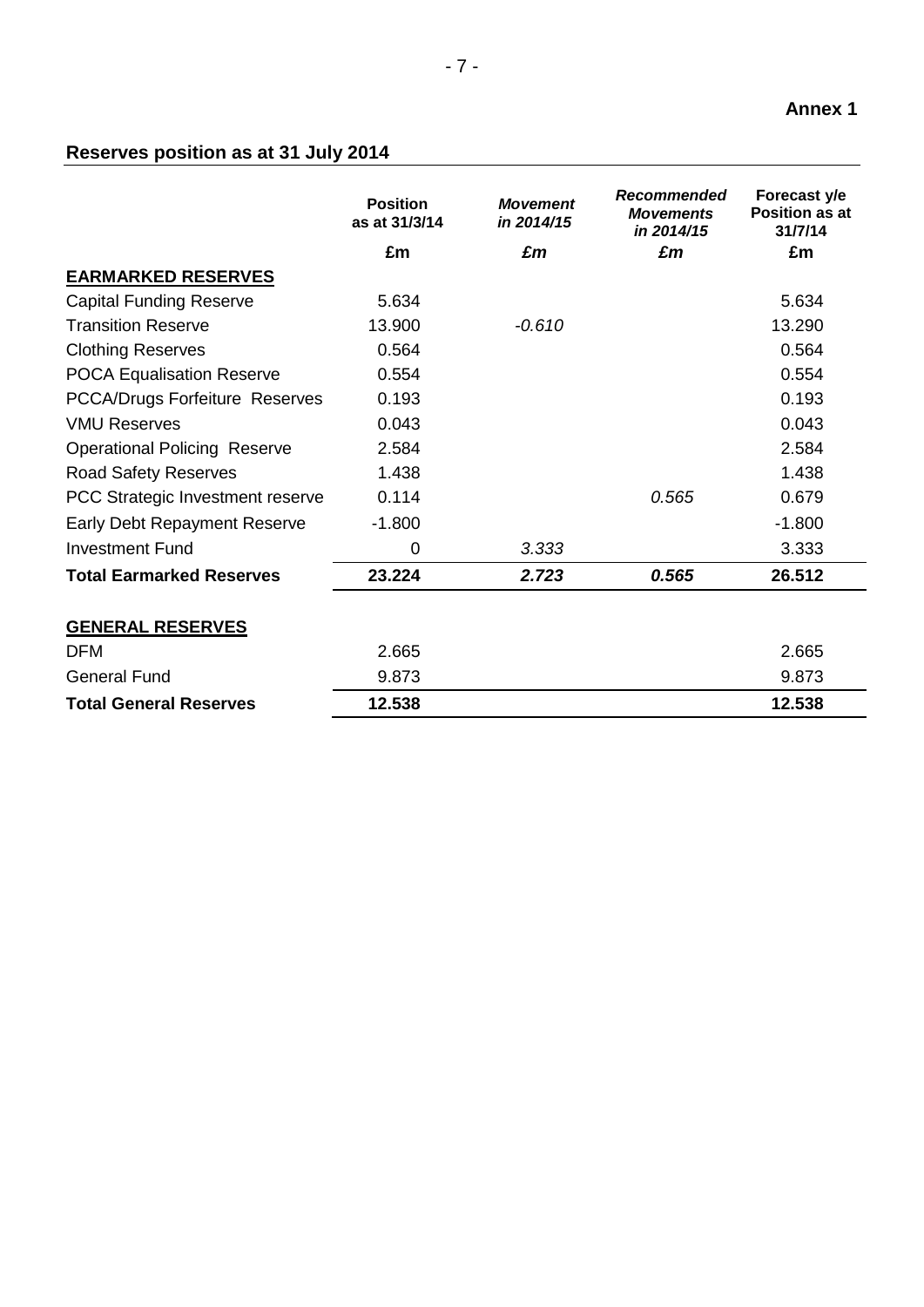**Annex 1**

## Reserves position as at 31 July 2014

| | **Position as at 31/3/14** | ***Movement in 2014/15*** | ***Recommended Movements in 2014/15*** | **Forecast y/e Position as at 31/7/14** |
|---|---|---|---|---|
| | **£m** | ***£m*** | ***£m*** | **£m** |
| **EARMARKED RESERVES** | | | | |
| Capital Funding Reserve | 5.634 | | | 5.634 |
| Transition Reserve | 13.900 | *-0.610* | | 13.290 |
| Clothing Reserves | 0.564 | | | 0.564 |
| POCA Equalisation Reserve | 0.554 | | | 0.554 |
| PCCA/Drugs Forfeiture Reserves | 0.193 | | | 0.193 |
| VMU Reserves | 0.043 | | | 0.043 |
| Operational Policing Reserve | 2.584 | | | 2.584 |
| Road Safety Reserves | 1.438 | | | 1.438 |
| PCC Strategic Investment reserve | 0.114 | | *0.565* | 0.679 |
| Early Debt Repayment Reserve | -1.800 | | | -1.800 |
| Investment Fund | 0 | *3.333* | | 3.333 |
| **Total Earmarked Reserves** | **23.224** | ***2.723*** | ***0.565*** | **26.512** |
| | | | | |
| **GENERAL RESERVES** | | | | |
| DFM | 2.665 | | | 2.665 |
| General Fund | 9.873 | | | 9.873 |
| **Total General Reserves** | **12.538** | | | **12.538** |